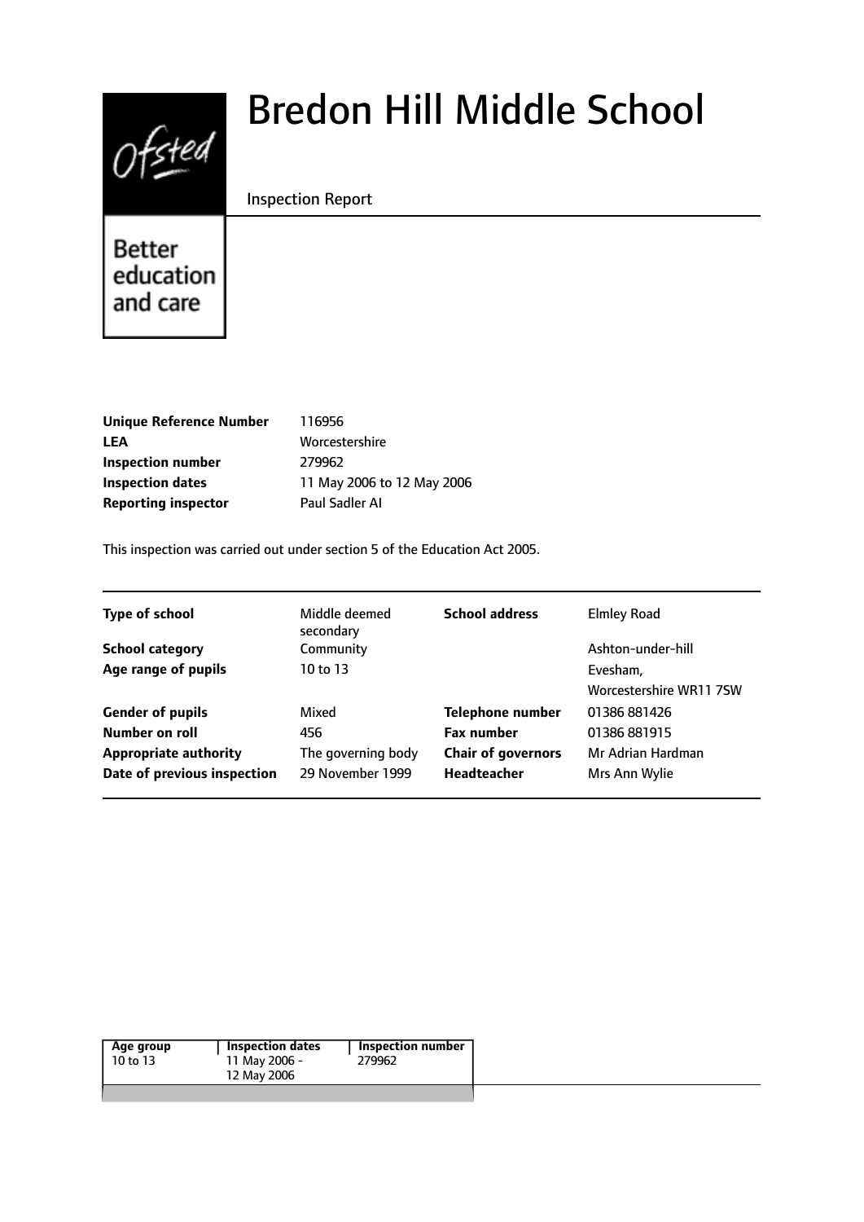# Bredon Hill Middle School

Inspection Report

Better education and care

| | |
|---|---|
| **Unique Reference Number** | 116956 |
| **LEA** | Worcestershire |
| **Inspection number** | 279962 |
| **Inspection dates** | 11 May 2006 to 12 May 2006 |
| **Reporting inspector** | Paul Sadler AI |

This inspection was carried out under section 5 of the Education Act 2005.

| | | | |
|---|---|---|---|
| **Type of school** | Middle deemed secondary | **School address** | Elmley Road |
| **School category** | Community | | Ashton-under-hill |
| **Age range of pupils** | 10 to 13 | | Evesham, Worcestershire WR11 7SW |
| **Gender of pupils** | Mixed | **Telephone number** | 01386 881426 |
| **Number on roll** | 456 | **Fax number** | 01386 881915 |
| **Appropriate authority** | The governing body | **Chair of governors** | Mr Adrian Hardman |
| **Date of previous inspection** | 29 November 1999 | **Headteacher** | Mrs Ann Wylie |

| Age group | Inspection dates | Inspection number |
|---|---|---|
| 10 to 13 | 11 May 2006 - 12 May 2006 | 279962 |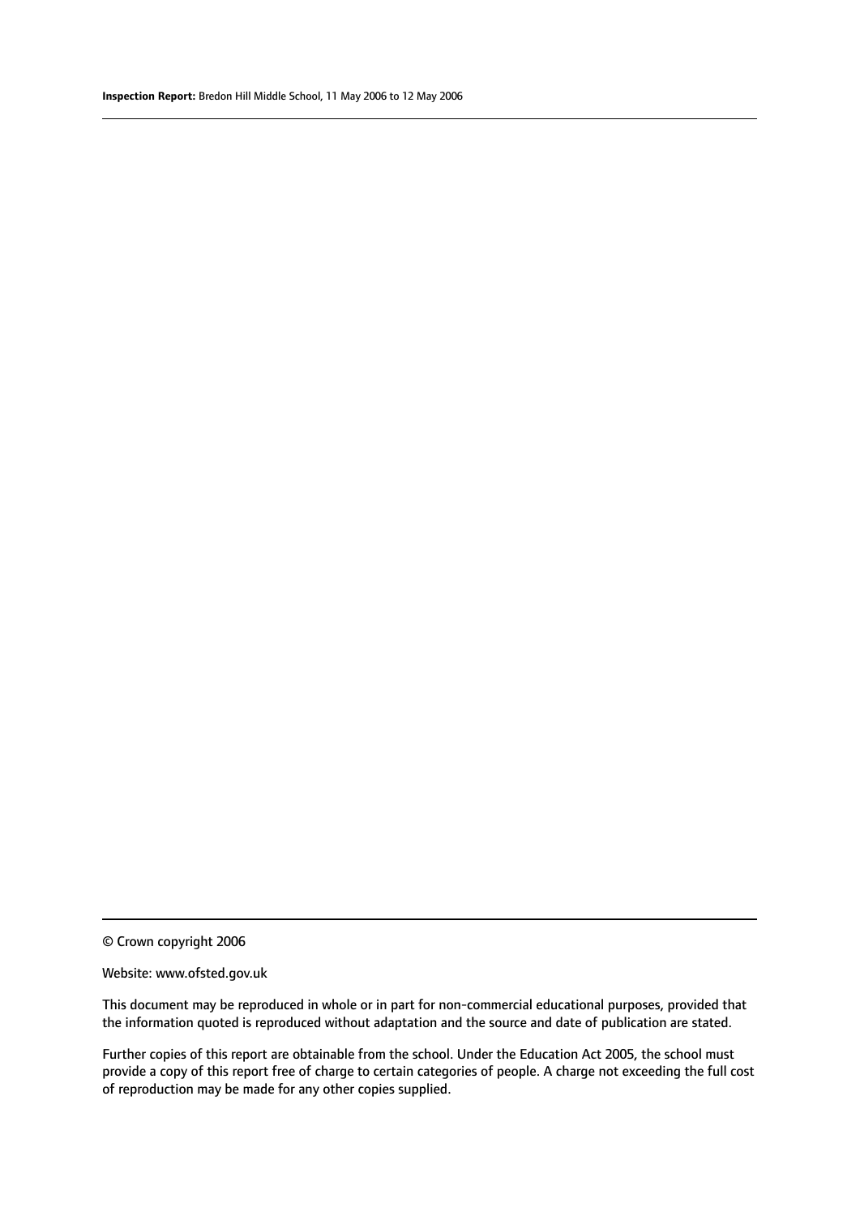© Crown copyright 2006

Website: www.ofsted.gov.uk

This document may be reproduced in whole or in part for non-commercial educational purposes, provided that the information quoted is reproduced without adaptation and the source and date of publication are stated.

Further copies of this report are obtainable from the school. Under the Education Act 2005, the school must provide a copy of this report free of charge to certain categories of people. A charge not exceeding the full cost of reproduction may be made for any other copies supplied.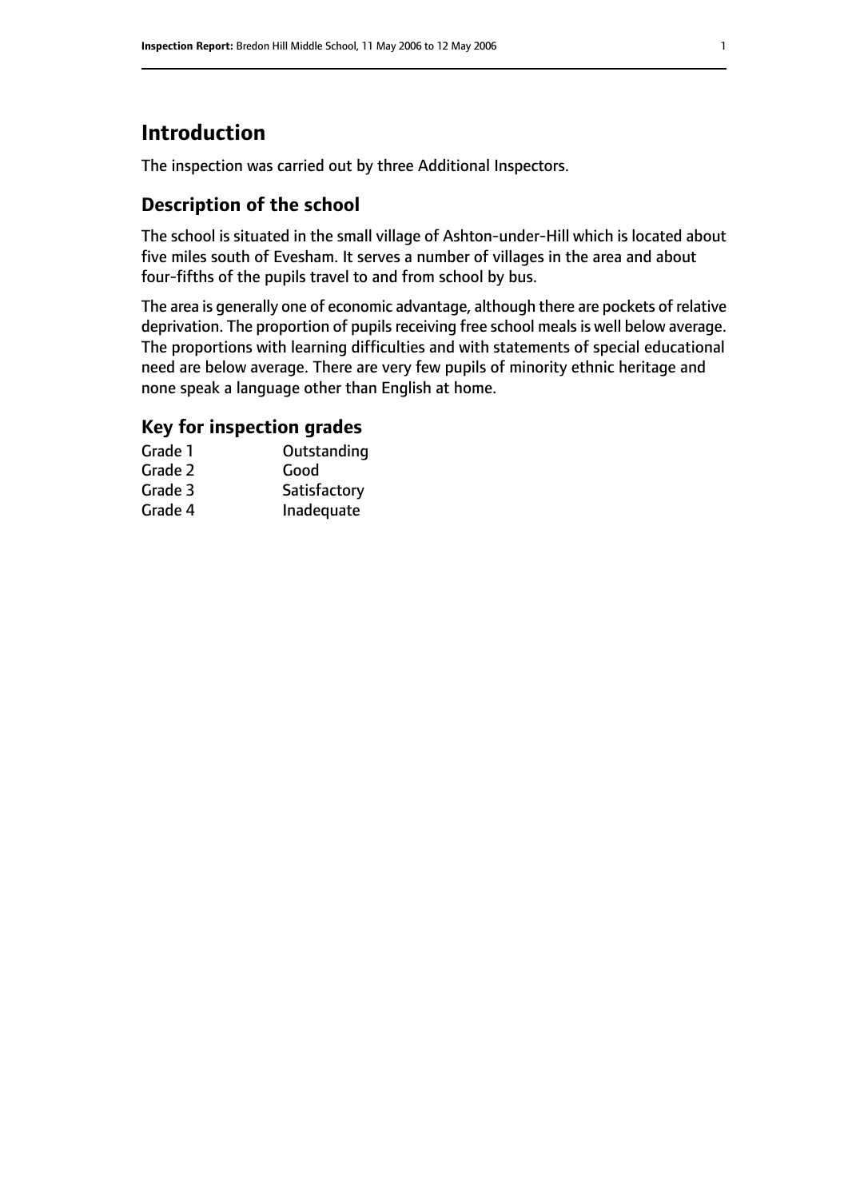# Introduction

The inspection was carried out by three Additional Inspectors.

## Description of the school

The school is situated in the small village of Ashton-under-Hill which is located about five miles south of Evesham. It serves a number of villages in the area and about four-fifths of the pupils travel to and from school by bus.

The area is generally one of economic advantage, although there are pockets of relative deprivation. The proportion of pupils receiving free school meals is well below average. The proportions with learning difficulties and with statements of special educational need are below average. There are very few pupils of minority ethnic heritage and none speak a language other than English at home.

## Key for inspection grades

| | |
|---|---|
| Grade 1 | Outstanding |
| Grade 2 | Good |
| Grade 3 | Satisfactory |
| Grade 4 | Inadequate |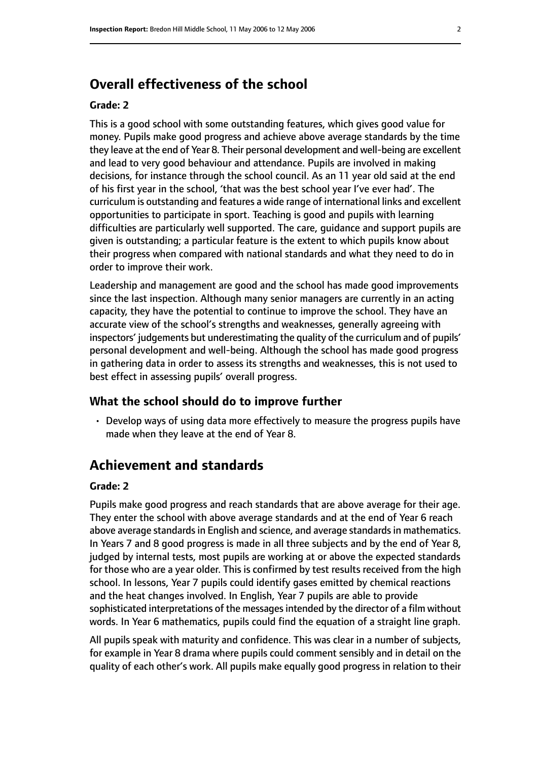## Overall effectiveness of the school

**Grade: 2**

This is a good school with some outstanding features, which gives good value for money. Pupils make good progress and achieve above average standards by the time they leave at the end of Year 8. Their personal development and well-being are excellent and lead to very good behaviour and attendance. Pupils are involved in making decisions, for instance through the school council. As an 11 year old said at the end of his first year in the school, 'that was the best school year I've ever had'. The curriculum is outstanding and features a wide range of international links and excellent opportunities to participate in sport. Teaching is good and pupils with learning difficulties are particularly well supported. The care, guidance and support pupils are given is outstanding; a particular feature is the extent to which pupils know about their progress when compared with national standards and what they need to do in order to improve their work.

Leadership and management are good and the school has made good improvements since the last inspection. Although many senior managers are currently in an acting capacity, they have the potential to continue to improve the school. They have an accurate view of the school's strengths and weaknesses, generally agreeing with inspectors' judgements but underestimating the quality of the curriculum and of pupils' personal development and well-being. Although the school has made good progress in gathering data in order to assess its strengths and weaknesses, this is not used to best effect in assessing pupils' overall progress.

### What the school should do to improve further

- Develop ways of using data more effectively to measure the progress pupils have made when they leave at the end of Year 8.

## Achievement and standards

**Grade: 2**

Pupils make good progress and reach standards that are above average for their age. They enter the school with above average standards and at the end of Year 6 reach above average standards in English and science, and average standards in mathematics. In Years 7 and 8 good progress is made in all three subjects and by the end of Year 8, judged by internal tests, most pupils are working at or above the expected standards for those who are a year older. This is confirmed by test results received from the high school. In lessons, Year 7 pupils could identify gases emitted by chemical reactions and the heat changes involved. In English, Year 7 pupils are able to provide sophisticated interpretations of the messages intended by the director of a film without words. In Year 6 mathematics, pupils could find the equation of a straight line graph.

All pupils speak with maturity and confidence. This was clear in a number of subjects, for example in Year 8 drama where pupils could comment sensibly and in detail on the quality of each other's work. All pupils make equally good progress in relation to their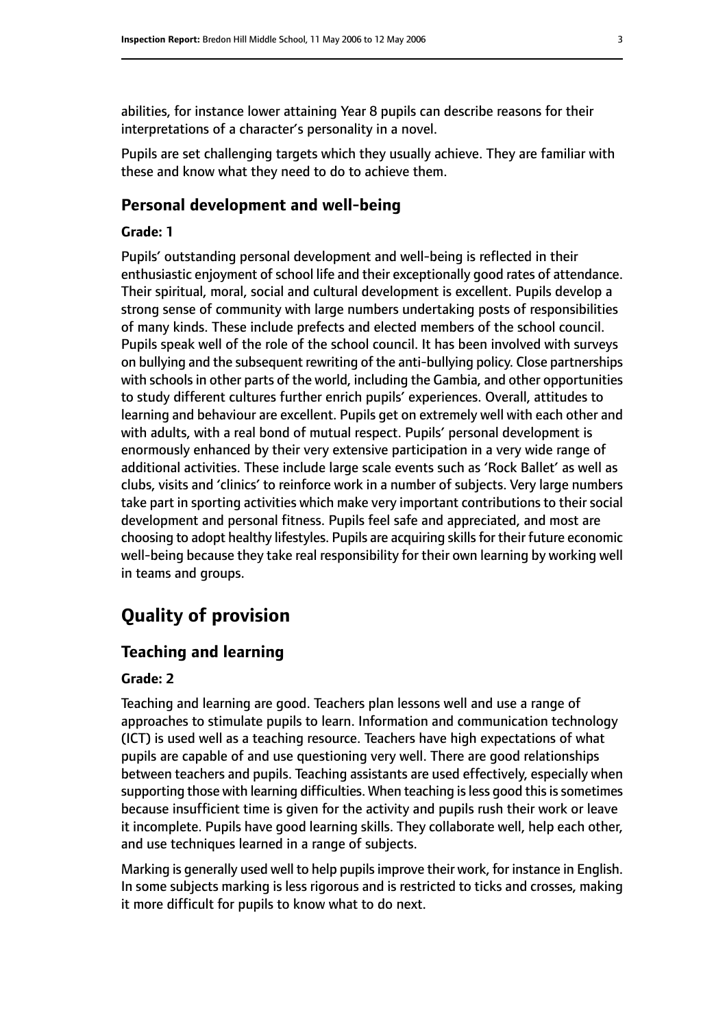abilities, for instance lower attaining Year 8 pupils can describe reasons for their interpretations of a character's personality in a novel.

Pupils are set challenging targets which they usually achieve. They are familiar with these and know what they need to do to achieve them.

### Personal development and well-being

#### Grade: 1

Pupils' outstanding personal development and well-being is reflected in their enthusiastic enjoyment of school life and their exceptionally good rates of attendance. Their spiritual, moral, social and cultural development is excellent. Pupils develop a strong sense of community with large numbers undertaking posts of responsibilities of many kinds. These include prefects and elected members of the school council. Pupils speak well of the role of the school council. It has been involved with surveys on bullying and the subsequent rewriting of the anti-bullying policy. Close partnerships with schools in other parts of the world, including the Gambia, and other opportunities to study different cultures further enrich pupils' experiences. Overall, attitudes to learning and behaviour are excellent. Pupils get on extremely well with each other and with adults, with a real bond of mutual respect. Pupils' personal development is enormously enhanced by their very extensive participation in a very wide range of additional activities. These include large scale events such as 'Rock Ballet' as well as clubs, visits and 'clinics' to reinforce work in a number of subjects. Very large numbers take part in sporting activities which make very important contributions to their social development and personal fitness. Pupils feel safe and appreciated, and most are choosing to adopt healthy lifestyles. Pupils are acquiring skills for their future economic well-being because they take real responsibility for their own learning by working well in teams and groups.

## Quality of provision

### Teaching and learning

#### Grade: 2

Teaching and learning are good. Teachers plan lessons well and use a range of approaches to stimulate pupils to learn. Information and communication technology (ICT) is used well as a teaching resource. Teachers have high expectations of what pupils are capable of and use questioning very well. There are good relationships between teachers and pupils. Teaching assistants are used effectively, especially when supporting those with learning difficulties. When teaching is less good this is sometimes because insufficient time is given for the activity and pupils rush their work or leave it incomplete. Pupils have good learning skills. They collaborate well, help each other, and use techniques learned in a range of subjects.

Marking is generally used well to help pupils improve their work, for instance in English. In some subjects marking is less rigorous and is restricted to ticks and crosses, making it more difficult for pupils to know what to do next.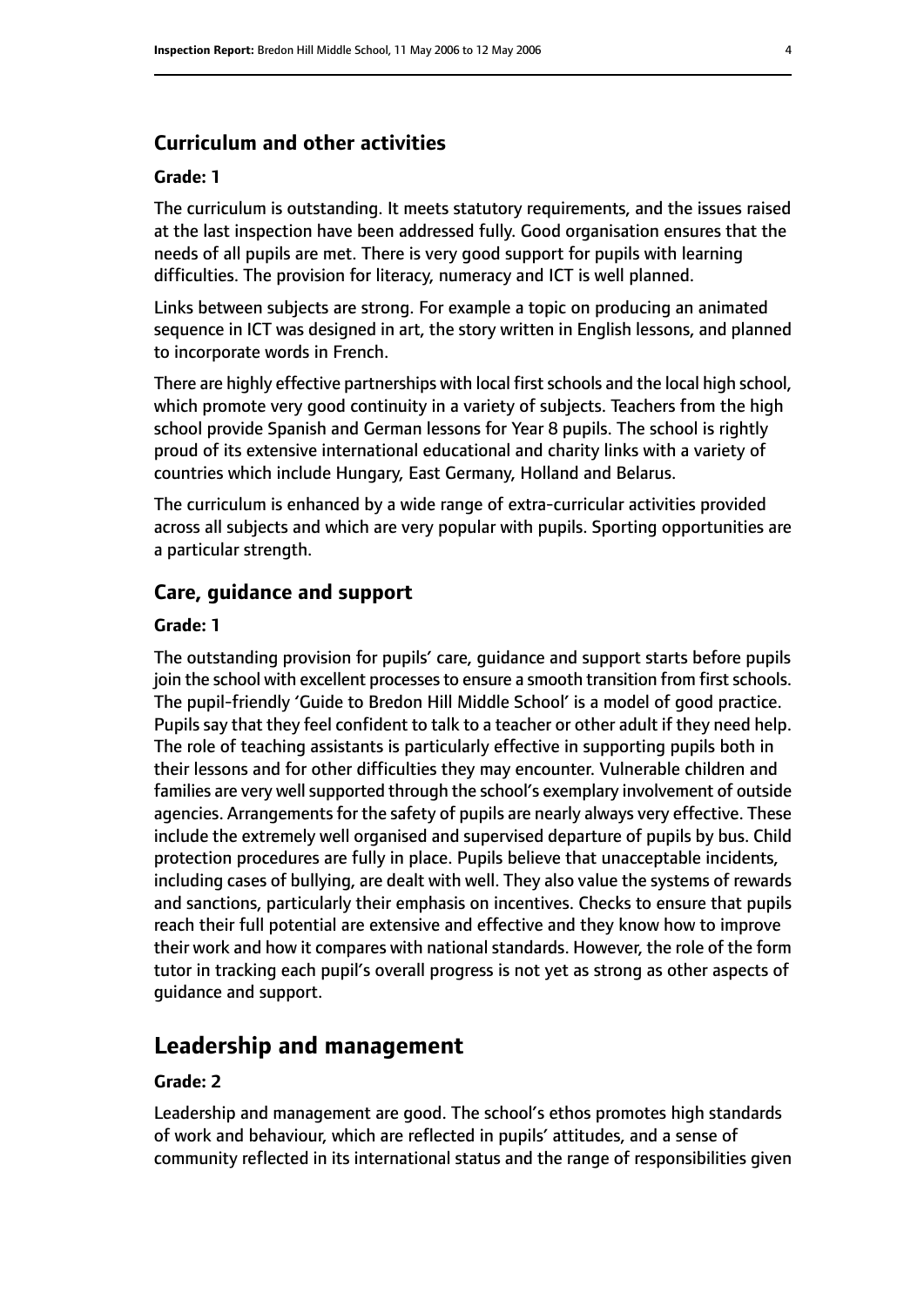### Curriculum and other activities

#### Grade: 1

The curriculum is outstanding. It meets statutory requirements, and the issues raised at the last inspection have been addressed fully. Good organisation ensures that the needs of all pupils are met. There is very good support for pupils with learning difficulties. The provision for literacy, numeracy and ICT is well planned.

Links between subjects are strong. For example a topic on producing an animated sequence in ICT was designed in art, the story written in English lessons, and planned to incorporate words in French.

There are highly effective partnerships with local first schools and the local high school, which promote very good continuity in a variety of subjects. Teachers from the high school provide Spanish and German lessons for Year 8 pupils. The school is rightly proud of its extensive international educational and charity links with a variety of countries which include Hungary, East Germany, Holland and Belarus.

The curriculum is enhanced by a wide range of extra-curricular activities provided across all subjects and which are very popular with pupils. Sporting opportunities are a particular strength.

### Care, guidance and support

#### Grade: 1

The outstanding provision for pupils' care, guidance and support starts before pupils join the school with excellent processes to ensure a smooth transition from first schools. The pupil-friendly 'Guide to Bredon Hill Middle School' is a model of good practice. Pupils say that they feel confident to talk to a teacher or other adult if they need help. The role of teaching assistants is particularly effective in supporting pupils both in their lessons and for other difficulties they may encounter. Vulnerable children and families are very well supported through the school's exemplary involvement of outside agencies. Arrangements for the safety of pupils are nearly always very effective. These include the extremely well organised and supervised departure of pupils by bus. Child protection procedures are fully in place. Pupils believe that unacceptable incidents, including cases of bullying, are dealt with well. They also value the systems of rewards and sanctions, particularly their emphasis on incentives. Checks to ensure that pupils reach their full potential are extensive and effective and they know how to improve their work and how it compares with national standards. However, the role of the form tutor in tracking each pupil's overall progress is not yet as strong as other aspects of guidance and support.

## Leadership and management

#### Grade: 2

Leadership and management are good. The school's ethos promotes high standards of work and behaviour, which are reflected in pupils' attitudes, and a sense of community reflected in its international status and the range of responsibilities given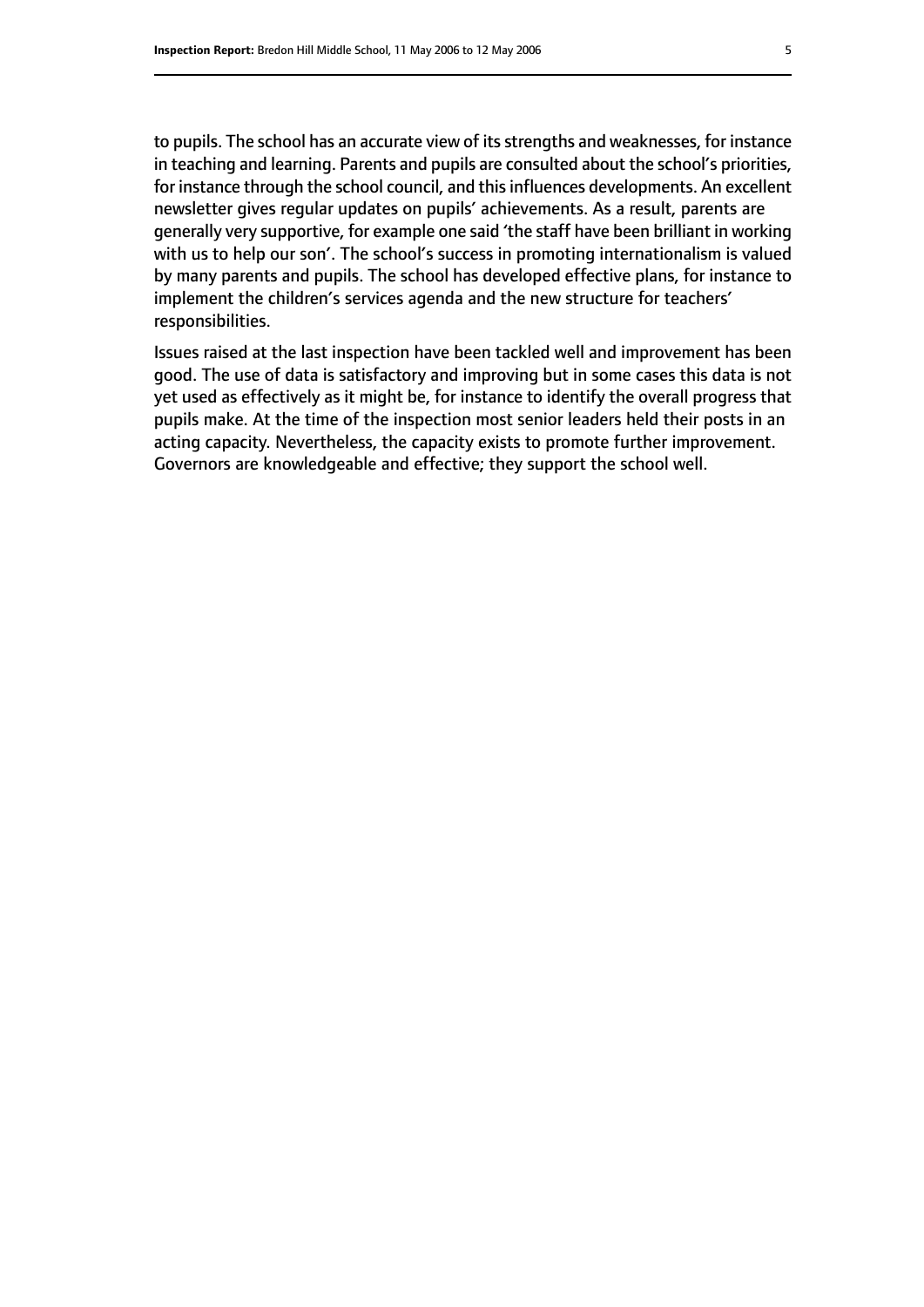to pupils. The school has an accurate view of its strengths and weaknesses, for instance in teaching and learning. Parents and pupils are consulted about the school's priorities, for instance through the school council, and this influences developments. An excellent newsletter gives regular updates on pupils' achievements. As a result, parents are generally very supportive, for example one said 'the staff have been brilliant in working with us to help our son'. The school's success in promoting internationalism is valued by many parents and pupils. The school has developed effective plans, for instance to implement the children's services agenda and the new structure for teachers' responsibilities.

Issues raised at the last inspection have been tackled well and improvement has been good. The use of data is satisfactory and improving but in some cases this data is not yet used as effectively as it might be, for instance to identify the overall progress that pupils make. At the time of the inspection most senior leaders held their posts in an acting capacity. Nevertheless, the capacity exists to promote further improvement. Governors are knowledgeable and effective; they support the school well.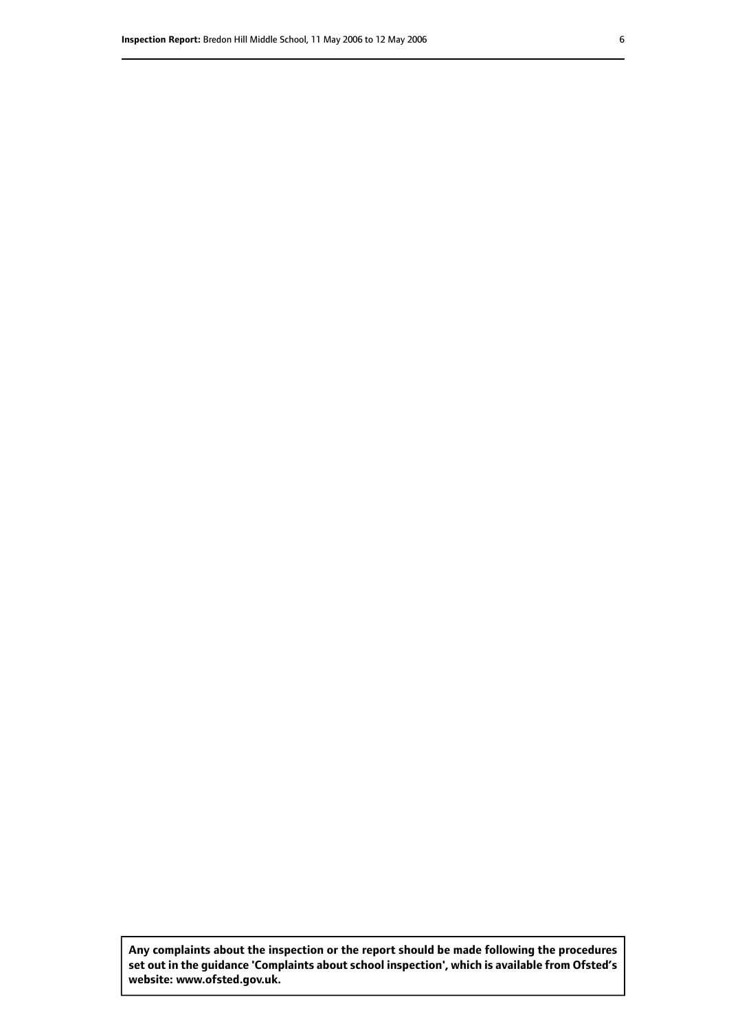**Any complaints about the inspection or the report should be made following the procedures set out in the guidance 'Complaints about school inspection', which is available from Ofsted's website: www.ofsted.gov.uk.**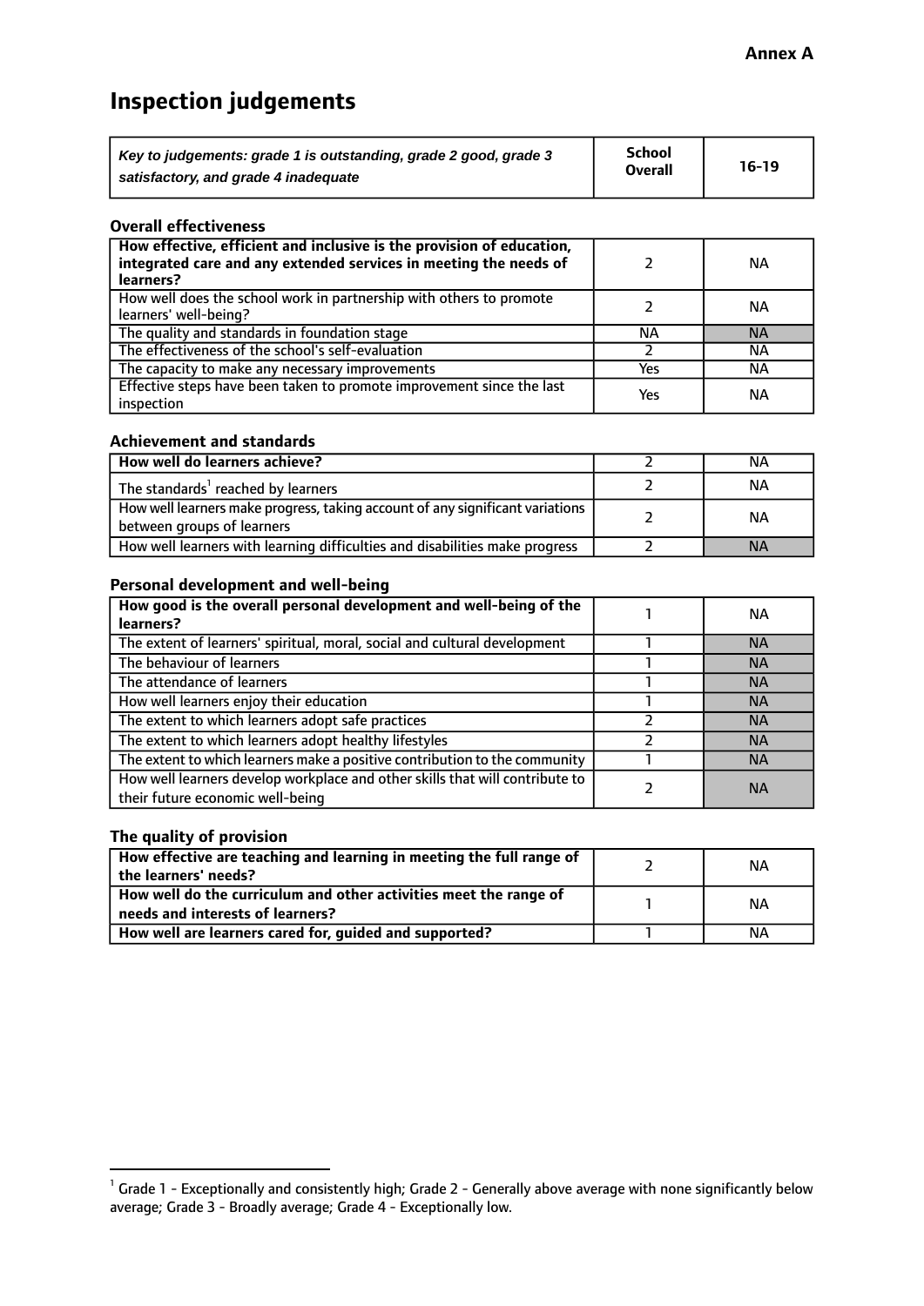**Annex A**

# Inspection judgements

| *Key to judgements: grade 1 is outstanding, grade 2 good, grade 3 satisfactory, and grade 4 inadequate* | School Overall | 16-19 |
|---|---|---|

### Overall effectiveness

| | | |
|---|---|---|
| **How effective, efficient and inclusive is the provision of education, integrated care and any extended services in meeting the needs of learners?** | 2 | NA |
| How well does the school work in partnership with others to promote learners' well-being? | 2 | NA |
| The quality and standards in foundation stage | NA | NA |
| The effectiveness of the school's self-evaluation | 2 | NA |
| The capacity to make any necessary improvements | Yes | NA |
| Effective steps have been taken to promote improvement since the last inspection | Yes | NA |

### Achievement and standards

| | | |
|---|---|---|
| **How well do learners achieve?** | 2 | NA |
| The standards[1] reached by learners | 2 | NA |
| How well learners make progress, taking account of any significant variations between groups of learners | 2 | NA |
| How well learners with learning difficulties and disabilities make progress | 2 | NA |

### Personal development and well-being

| | | |
|---|---|---|
| **How good is the overall personal development and well-being of the learners?** | 1 | NA |
| The extent of learners' spiritual, moral, social and cultural development | 1 | NA |
| The behaviour of learners | 1 | NA |
| The attendance of learners | 1 | NA |
| How well learners enjoy their education | 1 | NA |
| The extent to which learners adopt safe practices | 2 | NA |
| The extent to which learners adopt healthy lifestyles | 2 | NA |
| The extent to which learners make a positive contribution to the community | 1 | NA |
| How well learners develop workplace and other skills that will contribute to their future economic well-being | 2 | NA |

### The quality of provision

| | | |
|---|---|---|
| **How effective are teaching and learning in meeting the full range of the learners' needs?** | 2 | NA |
| **How well do the curriculum and other activities meet the range of needs and interests of learners?** | 1 | NA |
| **How well are learners cared for, guided and supported?** | 1 | NA |

[1] Grade 1 - Exceptionally and consistently high; Grade 2 - Generally above average with none significantly below average; Grade 3 - Broadly average; Grade 4 - Exceptionally low.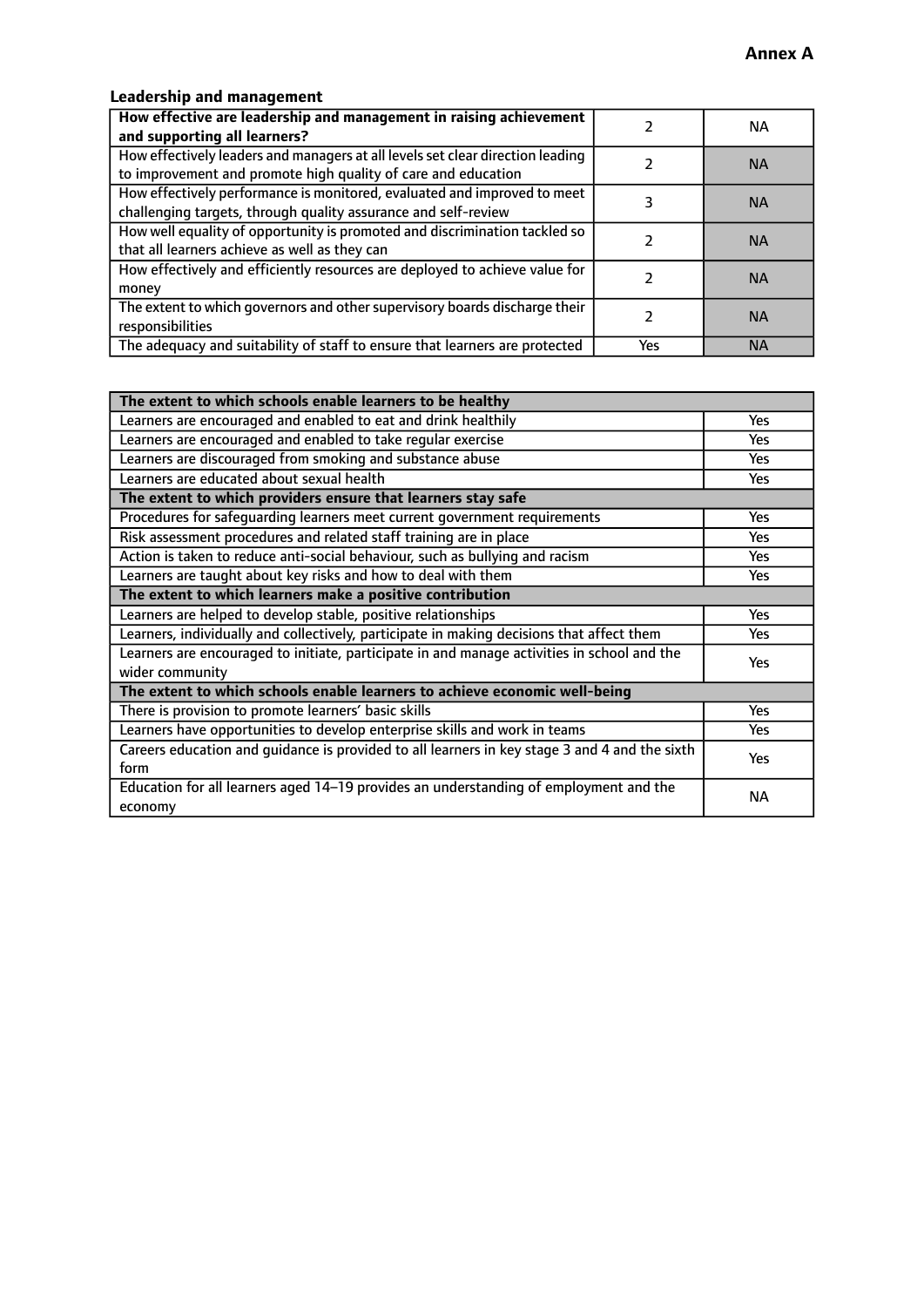**Annex A**

### Leadership and management

| How effective are leadership and management in raising achievement and supporting all learners? | 2 | NA |
| --- | --- | --- |
| How effectively leaders and managers at all levels set clear direction leading to improvement and promote high quality of care and education | 2 | NA |
| How effectively performance is monitored, evaluated and improved to meet challenging targets, through quality assurance and self-review | 3 | NA |
| How well equality of opportunity is promoted and discrimination tackled so that all learners achieve as well as they can | 2 | NA |
| How effectively and efficiently resources are deployed to achieve value for money | 2 | NA |
| The extent to which governors and other supervisory boards discharge their responsibilities | 2 | NA |
| The adequacy and suitability of staff to ensure that learners are protected | Yes | NA |

| **The extent to which schools enable learners to be healthy** | |
| --- | --- |
| Learners are encouraged and enabled to eat and drink healthily | Yes |
| Learners are encouraged and enabled to take regular exercise | Yes |
| Learners are discouraged from smoking and substance abuse | Yes |
| Learners are educated about sexual health | Yes |
| **The extent to which providers ensure that learners stay safe** | |
| Procedures for safeguarding learners meet current government requirements | Yes |
| Risk assessment procedures and related staff training are in place | Yes |
| Action is taken to reduce anti-social behaviour, such as bullying and racism | Yes |
| Learners are taught about key risks and how to deal with them | Yes |
| **The extent to which learners make a positive contribution** | |
| Learners are helped to develop stable, positive relationships | Yes |
| Learners, individually and collectively, participate in making decisions that affect them | Yes |
| Learners are encouraged to initiate, participate in and manage activities in school and the wider community | Yes |
| **The extent to which schools enable learners to achieve economic well-being** | |
| There is provision to promote learners' basic skills | Yes |
| Learners have opportunities to develop enterprise skills and work in teams | Yes |
| Careers education and guidance is provided to all learners in key stage 3 and 4 and the sixth form | Yes |
| Education for all learners aged 14–19 provides an understanding of employment and the economy | NA |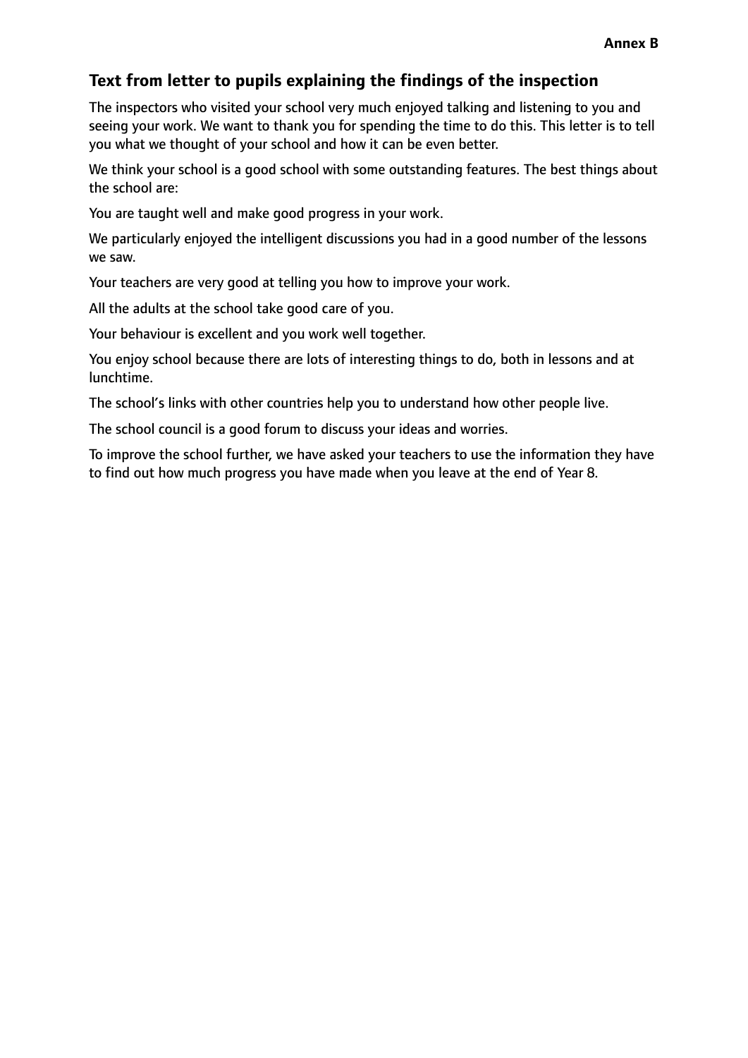**Annex B**

## Text from letter to pupils explaining the findings of the inspection

The inspectors who visited your school very much enjoyed talking and listening to you and seeing your work. We want to thank you for spending the time to do this. This letter is to tell you what we thought of your school and how it can be even better.

We think your school is a good school with some outstanding features. The best things about the school are:

You are taught well and make good progress in your work.

We particularly enjoyed the intelligent discussions you had in a good number of the lessons we saw.

Your teachers are very good at telling you how to improve your work.

All the adults at the school take good care of you.

Your behaviour is excellent and you work well together.

You enjoy school because there are lots of interesting things to do, both in lessons and at lunchtime.

The school's links with other countries help you to understand how other people live.

The school council is a good forum to discuss your ideas and worries.

To improve the school further, we have asked your teachers to use the information they have to find out how much progress you have made when you leave at the end of Year 8.